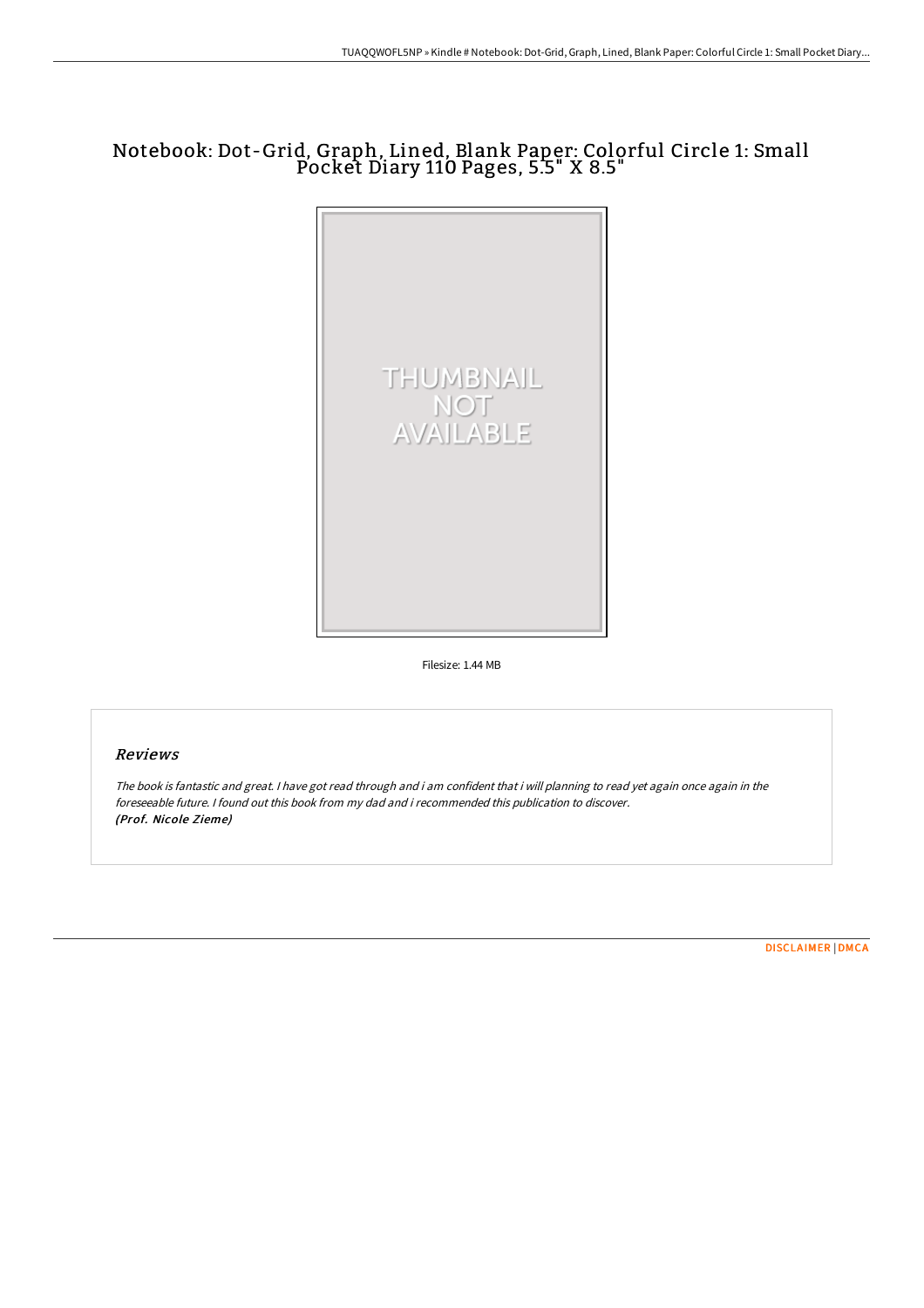# Notebook: Dot-Grid, Graph, Lined, Blank Paper: Colorful Circle 1: Small Pocket Diary 110 Pages, 5.5" X 8.5"

THUMBNAIL NOT AVAILABLE

Filesize: 1.44 MB

## Reviews

*The book is fantastic and great. I have got read through and i am confident that i will planning to read yet again once again in the foreseeable future. I found out this book from my dad and i recommended this publication to discover.*
*(Prof. Nicole Zieme)*

DISCLAIMER | DMCA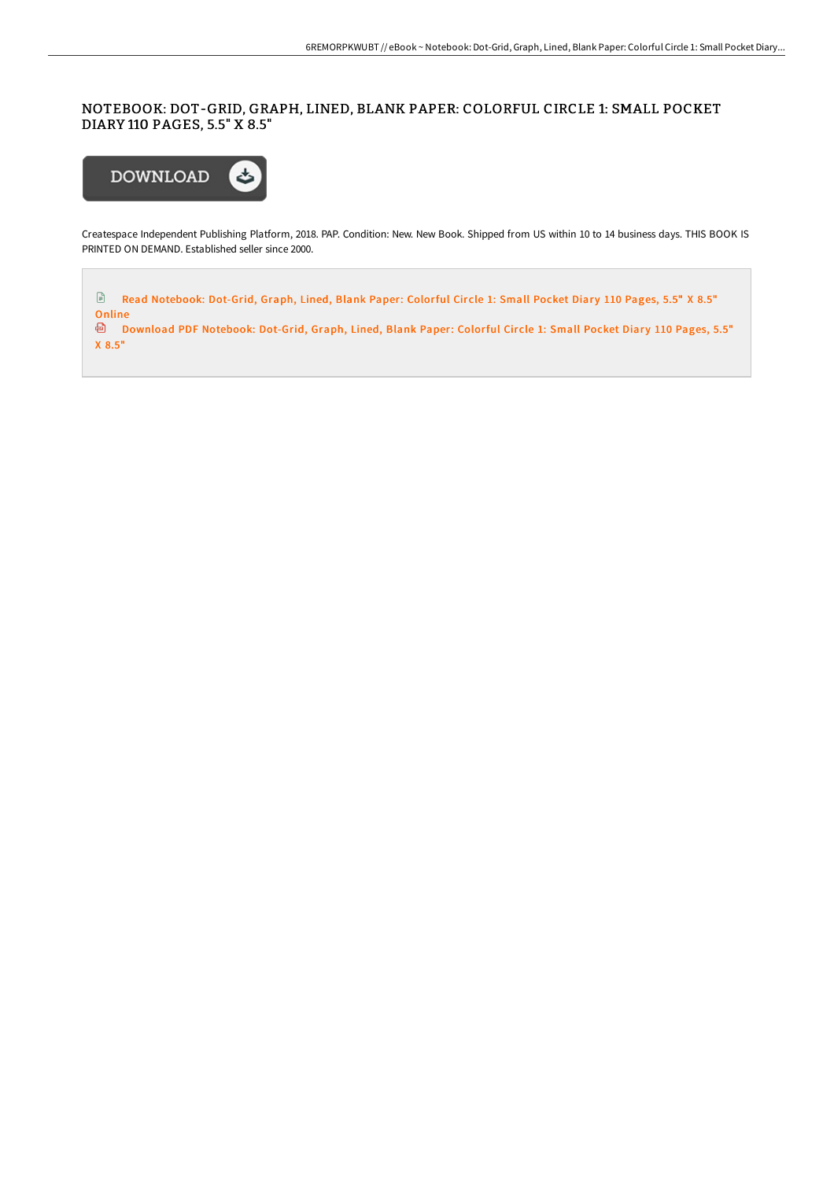# NOTEBOOK: DOT-GRID, GRAPH, LINED, BLANK PAPER: COLORFUL CIRCLE 1: SMALL POCKET DIARY 110 PAGES, 5.5" X 8.5"

DOWNLOAD

Createspace Independent Publishing Platform, 2018. PAP. Condition: New. New Book. Shipped from US within 10 to 14 business days. THIS BOOK IS PRINTED ON DEMAND. Established seller since 2000.

Read Notebook: Dot-Grid, Graph, Lined, Blank Paper: Colorful Circle 1: Small Pocket Diary 110 Pages, 5.5" X 8.5" Online

Download PDF Notebook: Dot-Grid, Graph, Lined, Blank Paper: Colorful Circle 1: Small Pocket Diary 110 Pages, 5.5" X 8.5"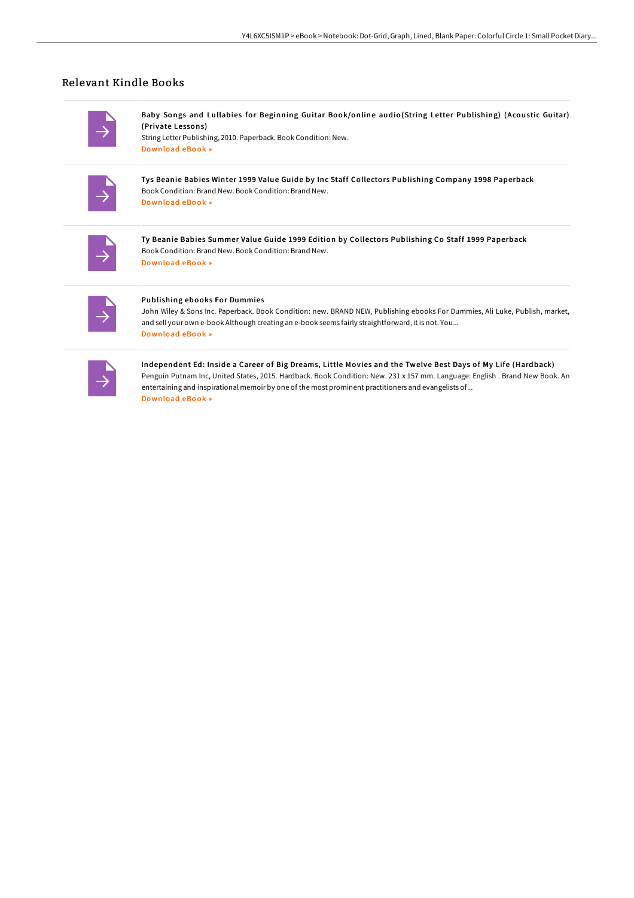## Relevant Kindle Books

**Baby Songs and Lullabies for Beginning Guitar Book/online audio(String Letter Publishing) (Acoustic Guitar) (Private Lessons)**
String Letter Publishing, 2010. Paperback. Book Condition: New.
Download eBook »

**Tys Beanie Babies Winter 1999 Value Guide by Inc Staff Collectors Publishing Company 1998 Paperback**
Book Condition: Brand New. Book Condition: Brand New.
Download eBook »

**Ty Beanie Babies Summer Value Guide 1999 Edition by Collectors Publishing Co Staff 1999 Paperback**
Book Condition: Brand New. Book Condition: Brand New.
Download eBook »

**Publishing ebooks For Dummies**
John Wiley & Sons Inc. Paperback. Book Condition: new. BRAND NEW, Publishing ebooks For Dummies, Ali Luke, Publish, market, and sell your own e-book Although creating an e-book seems fairly straightforward, it is not. You...
Download eBook »

**Independent Ed: Inside a Career of Big Dreams, Little Movies and the Twelve Best Days of My Life (Hardback)**
Penguin Putnam Inc, United States, 2015. Hardback. Book Condition: New. 231 x 157 mm. Language: English . Brand New Book. An entertaining and inspirational memoir by one of the most prominent practitioners and evangelists of...
Download eBook »